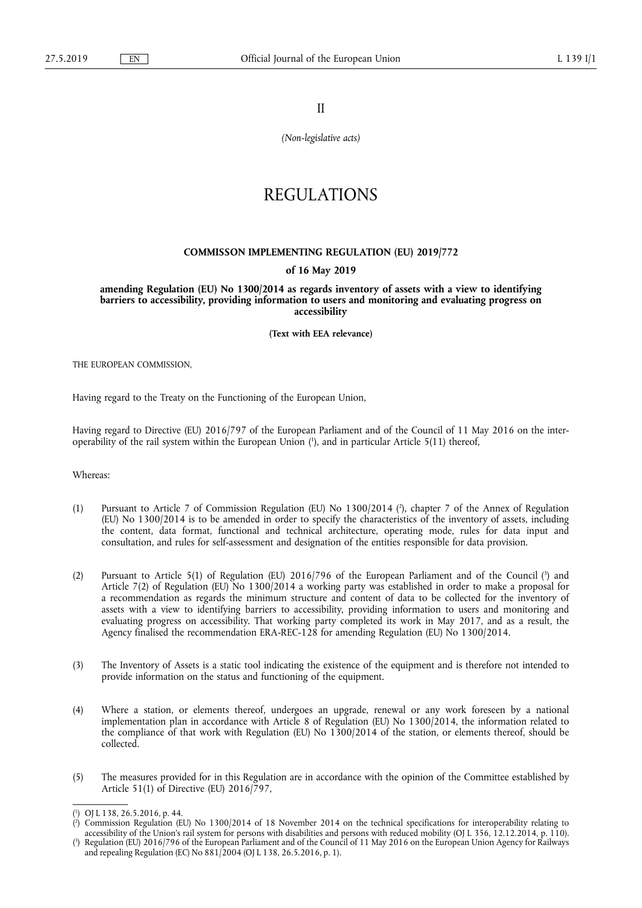II

*(Non-legislative acts)*

# REGULATIONS

## COMMISSON IMPLEMENTING REGULATION (EU) 2019/772

### of 16 May 2019

### amending Regulation (EU) No 1300/2014 as regards inventory of assets with a view to identifying barriers to accessibility, providing information to users and monitoring and evaluating progress on accessibility

**(Text with EEA relevance)**

THE EUROPEAN COMMISSION,

Having regard to the Treaty on the Functioning of the European Union,

Having regard to Directive (EU) 2016/797 of the European Parliament and of the Council of 11 May 2016 on the interoperability of the rail system within the European Union ([1]), and in particular Article 5(11) thereof,

Whereas:

(1) Pursuant to Article 7 of Commission Regulation (EU) No 1300/2014 ([2]), chapter 7 of the Annex of Regulation (EU) No 1300/2014 is to be amended in order to specify the characteristics of the inventory of assets, including the content, data format, functional and technical architecture, operating mode, rules for data input and consultation, and rules for self-assessment and designation of the entities responsible for data provision.

(2) Pursuant to Article 5(1) of Regulation (EU) 2016/796 of the European Parliament and of the Council ([3]) and Article 7(2) of Regulation (EU) No 1300/2014 a working party was established in order to make a proposal for a recommendation as regards the minimum structure and content of data to be collected for the inventory of assets with a view to identifying barriers to accessibility, providing information to users and monitoring and evaluating progress on accessibility. That working party completed its work in May 2017, and as a result, the Agency finalised the recommendation ERA-REC-128 for amending Regulation (EU) No 1300/2014.

(3) The Inventory of Assets is a static tool indicating the existence of the equipment and is therefore not intended to provide information on the status and functioning of the equipment.

(4) Where a station, or elements thereof, undergoes an upgrade, renewal or any work foreseen by a national implementation plan in accordance with Article 8 of Regulation (EU) No 1300/2014, the information related to the compliance of that work with Regulation (EU) No 1300/2014 of the station, or elements thereof, should be collected.

(5) The measures provided for in this Regulation are in accordance with the opinion of the Committee established by Article 51(1) of Directive (EU) 2016/797,

---

([1]) OJ L 138, 26.5.2016, p. 44.

([2]) Commission Regulation (EU) No 1300/2014 of 18 November 2014 on the technical specifications for interoperability relating to accessibility of the Union's rail system for persons with disabilities and persons with reduced mobility (OJ L 356, 12.12.2014, p. 110).

([3]) Regulation (EU) 2016/796 of the European Parliament and of the Council of 11 May 2016 on the European Union Agency for Railways and repealing Regulation (EC) No 881/2004 (OJ L 138, 26.5.2016, p. 1).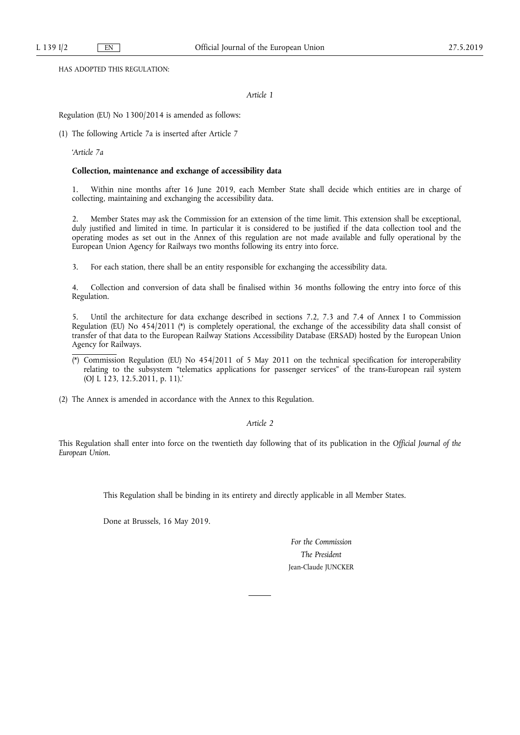HAS ADOPTED THIS REGULATION:

*Article 1*

Regulation (EU) No 1300/2014 is amended as follows:

(1) The following Article 7a is inserted after Article 7

'*Article 7a*

**Collection, maintenance and exchange of accessibility data**

1. Within nine months after 16 June 2019, each Member State shall decide which entities are in charge of collecting, maintaining and exchanging the accessibility data.

2. Member States may ask the Commission for an extension of the time limit. This extension shall be exceptional, duly justified and limited in time. In particular it is considered to be justified if the data collection tool and the operating modes as set out in the Annex of this regulation are not made available and fully operational by the European Union Agency for Railways two months following its entry into force.

3. For each station, there shall be an entity responsible for exchanging the accessibility data.

4. Collection and conversion of data shall be finalised within 36 months following the entry into force of this Regulation.

5. Until the architecture for data exchange described in sections 7.2, 7.3 and 7.4 of Annex I to Commission Regulation (EU) No 454/2011 (*) is completely operational, the exchange of the accessibility data shall consist of transfer of that data to the European Railway Stations Accessibility Database (ERSAD) hosted by the European Union Agency for Railways.

(*) Commission Regulation (EU) No 454/2011 of 5 May 2011 on the technical specification for interoperability relating to the subsystem "telematics applications for passenger services" of the trans-European rail system (OJ L 123, 12.5.2011, p. 11).'

(2) The Annex is amended in accordance with the Annex to this Regulation.

*Article 2*

This Regulation shall enter into force on the twentieth day following that of its publication in the *Official Journal of the European Union*.

This Regulation shall be binding in its entirety and directly applicable in all Member States.

Done at Brussels, 16 May 2019.

*For the Commission*

*The President*

Jean-Claude JUNCKER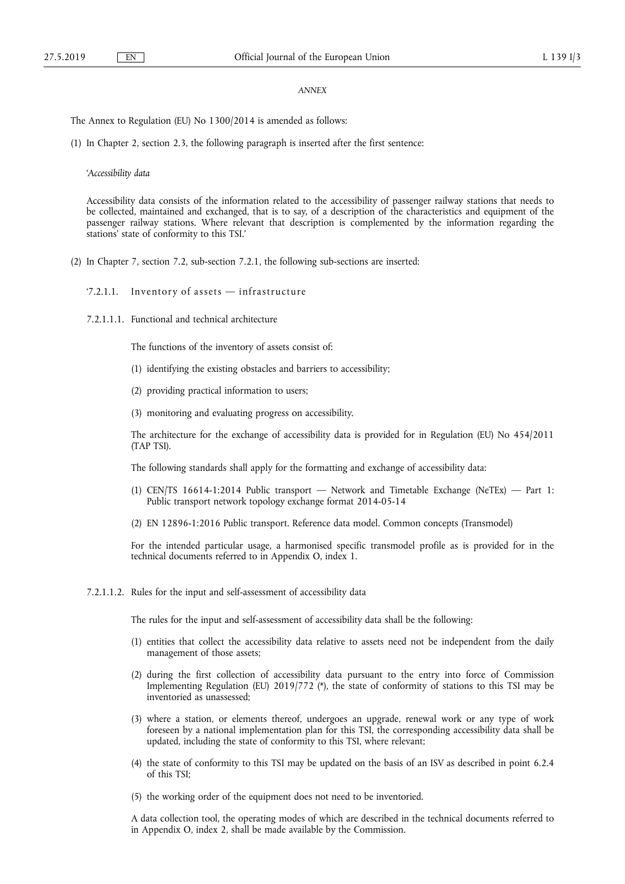*ANNEX*

The Annex to Regulation (EU) No 1300/2014 is amended as follows:

(1) In Chapter 2, section 2.3, the following paragraph is inserted after the first sentence:

'*Accessibility data*

Accessibility data consists of the information related to the accessibility of passenger railway stations that needs to be collected, maintained and exchanged, that is to say, of a description of the characteristics and equipment of the passenger railway stations. Where relevant that description is complemented by the information regarding the stations' state of conformity to this TSI.'

(2) In Chapter 7, section 7.2, sub-section 7.2.1, the following sub-sections are inserted:

'7.2.1.1. Inventory of assets — infrastructure

7.2.1.1.1. Functional and technical architecture

The functions of the inventory of assets consist of:

(1) identifying the existing obstacles and barriers to accessibility;

(2) providing practical information to users;

(3) monitoring and evaluating progress on accessibility.

The architecture for the exchange of accessibility data is provided for in Regulation (EU) No 454/2011 (TAP TSI).

The following standards shall apply for the formatting and exchange of accessibility data:

(1) CEN/TS 16614-1:2014 Public transport — Network and Timetable Exchange (NeTEx) — Part 1: Public transport network topology exchange format 2014-05-14

(2) EN 12896-1:2016 Public transport. Reference data model. Common concepts (Transmodel)

For the intended particular usage, a harmonised specific transmodel profile as is provided for in the technical documents referred to in Appendix O, index 1.

7.2.1.1.2. Rules for the input and self-assessment of accessibility data

The rules for the input and self-assessment of accessibility data shall be the following:

(1) entities that collect the accessibility data relative to assets need not be independent from the daily management of those assets;

(2) during the first collection of accessibility data pursuant to the entry into force of Commission Implementing Regulation (EU) 2019/772 (*), the state of conformity of stations to this TSI may be inventoried as unassessed;

(3) where a station, or elements thereof, undergoes an upgrade, renewal work or any type of work foreseen by a national implementation plan for this TSI, the corresponding accessibility data shall be updated, including the state of conformity to this TSI, where relevant;

(4) the state of conformity to this TSI may be updated on the basis of an ISV as described in point 6.2.4 of this TSI;

(5) the working order of the equipment does not need to be inventoried.

A data collection tool, the operating modes of which are described in the technical documents referred to in Appendix O, index 2, shall be made available by the Commission.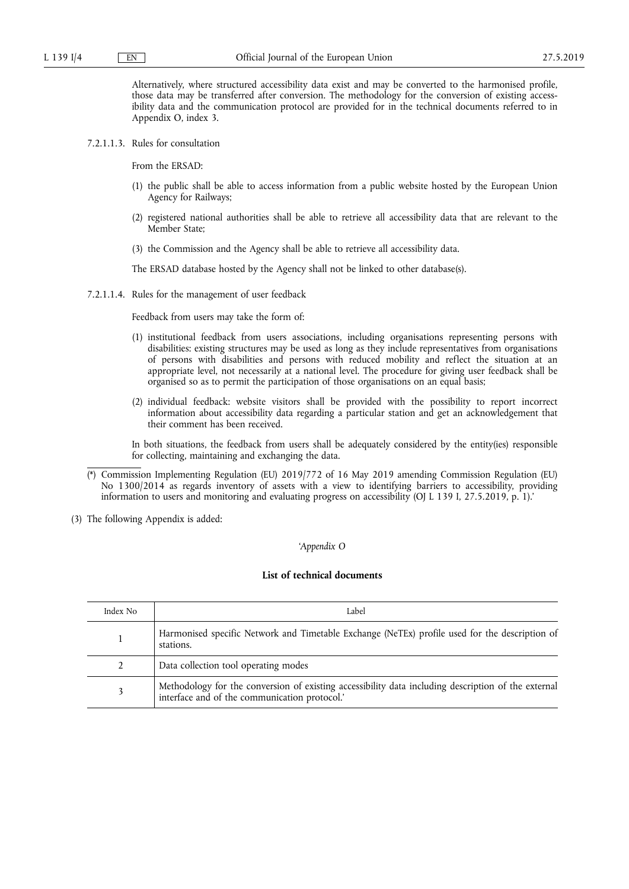Alternatively, where structured accessibility data exist and may be converted to the harmonised profile, those data may be transferred after conversion. The methodology for the conversion of existing accessibility data and the communication protocol are provided for in the technical documents referred to in Appendix O, index 3.

7.2.1.1.3. Rules for consultation

From the ERSAD:

(1) the public shall be able to access information from a public website hosted by the European Union Agency for Railways;

(2) registered national authorities shall be able to retrieve all accessibility data that are relevant to the Member State;

(3) the Commission and the Agency shall be able to retrieve all accessibility data.

The ERSAD database hosted by the Agency shall not be linked to other database(s).

7.2.1.1.4. Rules for the management of user feedback

Feedback from users may take the form of:

(1) institutional feedback from users associations, including organisations representing persons with disabilities: existing structures may be used as long as they include representatives from organisations of persons with disabilities and persons with reduced mobility and reflect the situation at an appropriate level, not necessarily at a national level. The procedure for giving user feedback shall be organised so as to permit the participation of those organisations on an equal basis;

(2) individual feedback: website visitors shall be provided with the possibility to report incorrect information about accessibility data regarding a particular station and get an acknowledgement that their comment has been received.

In both situations, the feedback from users shall be adequately considered by the entity(ies) responsible for collecting, maintaining and exchanging the data.

(*) Commission Implementing Regulation (EU) 2019/772 of 16 May 2019 amending Commission Regulation (EU) No 1300/2014 as regards inventory of assets with a view to identifying barriers to accessibility, providing information to users and monitoring and evaluating progress on accessibility (OJ L 139 I, 27.5.2019, p. 1).'

(3) The following Appendix is added:

*'Appendix O*

**List of technical documents**

| Index No | Label |
|---|---|
| 1 | Harmonised specific Network and Timetable Exchange (NeTEx) profile used for the description of stations. |
| 2 | Data collection tool operating modes |
| 3 | Methodology for the conversion of existing accessibility data including description of the external interface and of the communication protocol.' |